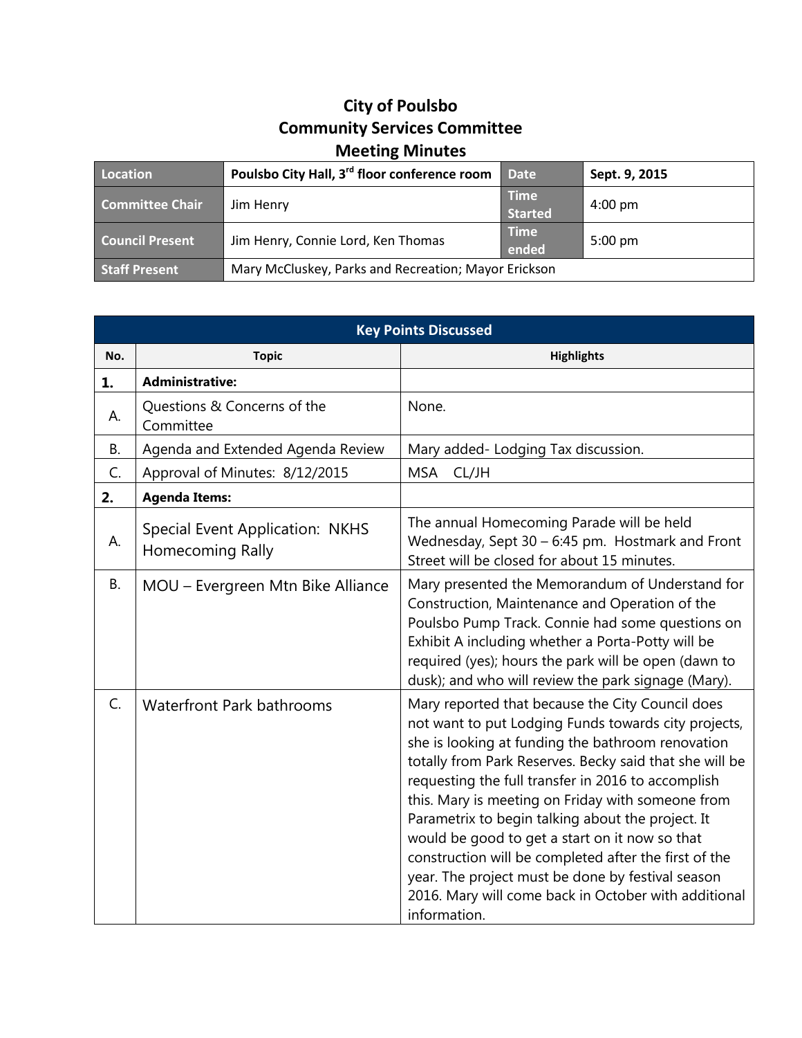# City of Poulsbo
## Community Services Committee
## Meeting Minutes

| Location | Poulsbo City Hall, 3rd floor conference room | Date | Sept. 9, 2015 |
|---|---|---|---|
| Committee Chair | Jim Henry | Time Started | 4:00 pm |
| Council Present | Jim Henry, Connie Lord, Ken Thomas | Time ended | 5:00 pm |
| Staff Present | Mary McCluskey, Parks and Recreation; Mayor Erickson | | |

**Key Points Discussed**

| No. | Topic | Highlights |
|---|---|---|
| **1.** | **Administrative:** | |
| A. | Questions & Concerns of the Committee | None. |
| B. | Agenda and Extended Agenda Review | Mary added- Lodging Tax discussion. |
| C. | Approval of Minutes: 8/12/2015 | MSA CL/JH |
| **2.** | **Agenda Items:** | |
| A. | Special Event Application: NKHS Homecoming Rally | The annual Homecoming Parade will be held Wednesday, Sept 30 – 6:45 pm. Hostmark and Front Street will be closed for about 15 minutes. |
| B. | MOU – Evergreen Mtn Bike Alliance | Mary presented the Memorandum of Understand for Construction, Maintenance and Operation of the Poulsbo Pump Track. Connie had some questions on Exhibit A including whether a Porta-Potty will be required (yes); hours the park will be open (dawn to dusk); and who will review the park signage (Mary). |
| C. | Waterfront Park bathrooms | Mary reported that because the City Council does not want to put Lodging Funds towards city projects, she is looking at funding the bathroom renovation totally from Park Reserves. Becky said that she will be requesting the full transfer in 2016 to accomplish this. Mary is meeting on Friday with someone from Parametrix to begin talking about the project. It would be good to get a start on it now so that construction will be completed after the first of the year. The project must be done by festival season 2016. Mary will come back in October with additional information. |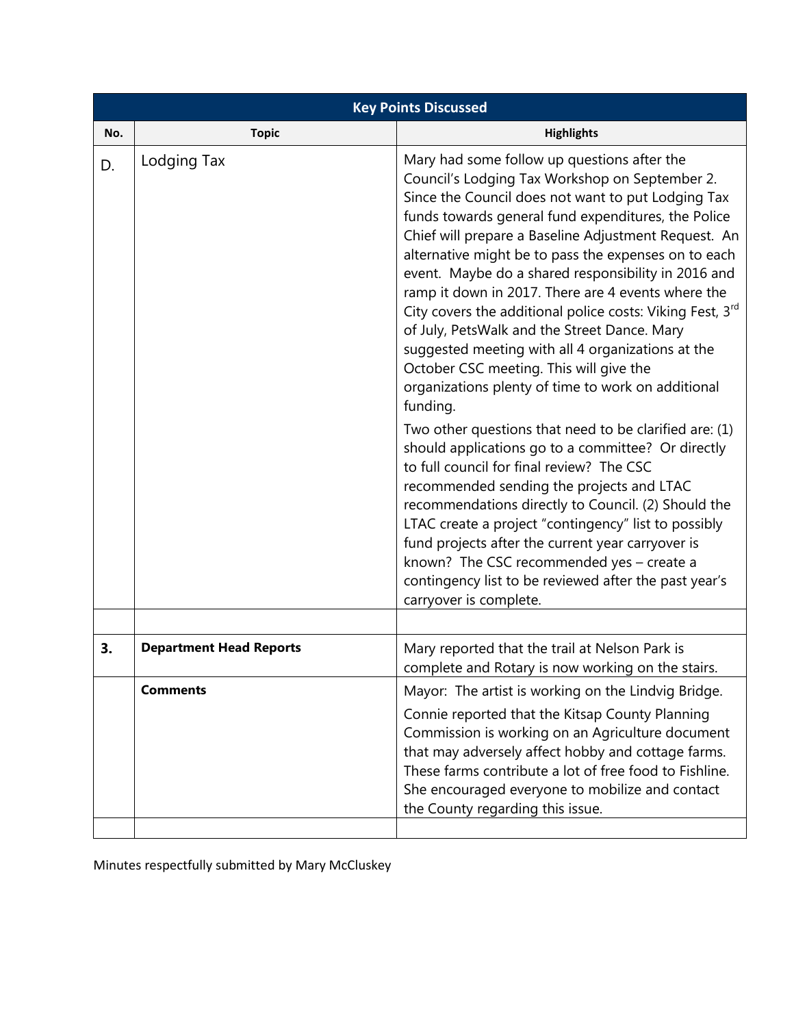| Key Points Discussed | | |
|---|---|---|
| **No.** | **Topic** | **Highlights** |
| D. | Lodging Tax | Mary had some follow up questions after the Council's Lodging Tax Workshop on September 2. Since the Council does not want to put Lodging Tax funds towards general fund expenditures, the Police Chief will prepare a Baseline Adjustment Request. An alternative might be to pass the expenses on to each event. Maybe do a shared responsibility in 2016 and ramp it down in 2017. There are 4 events where the City covers the additional police costs: Viking Fest, 3rd of July, PetsWalk and the Street Dance. Mary suggested meeting with all 4 organizations at the October CSC meeting. This will give the organizations plenty of time to work on additional funding.<br><br>Two other questions that need to be clarified are: (1) should applications go to a committee? Or directly to full council for final review? The CSC recommended sending the projects and LTAC recommendations directly to Council. (2) Should the LTAC create a project "contingency" list to possibly fund projects after the current year carryover is known? The CSC recommended yes – create a contingency list to be reviewed after the past year's carryover is complete. |
| | | |
| **3.** | **Department Head Reports** | Mary reported that the trail at Nelson Park is complete and Rotary is now working on the stairs. |
| | **Comments** | Mayor: The artist is working on the Lindvig Bridge.<br><br>Connie reported that the Kitsap County Planning Commission is working on an Agriculture document that may adversely affect hobby and cottage farms. These farms contribute a lot of free food to Fishline. She encouraged everyone to mobilize and contact the County regarding this issue. |
| | | |

Minutes respectfully submitted by Mary McCluskey